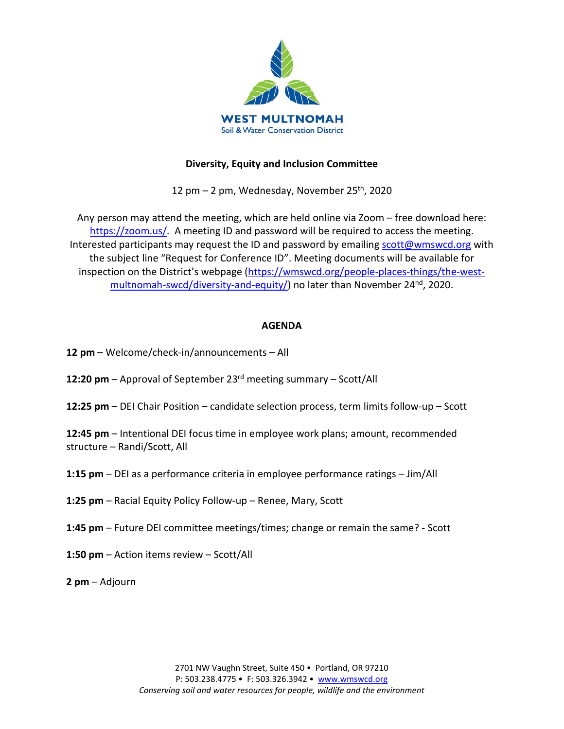**WEST MULTNOMAH**
Soil & Water Conservation District

**Diversity, Equity and Inclusion Committee**

12 pm – 2 pm, Wednesday, November 25th, 2020

Any person may attend the meeting, which are held online via Zoom – free download here: https://zoom.us/. A meeting ID and password will be required to access the meeting. Interested participants may request the ID and password by emailing scott@wmswcd.org with the subject line "Request for Conference ID". Meeting documents will be available for inspection on the District's webpage (https://wmswcd.org/people-places-things/the-west-multnomah-swcd/diversity-and-equity/) no later than November 24th, 2020.

**AGENDA**

**12 pm** – Welcome/check-in/announcements – All

**12:20 pm** – Approval of September 23rd meeting summary – Scott/All

**12:25 pm** – DEI Chair Position – candidate selection process, term limits follow-up – Scott

**12:45 pm** – Intentional DEI focus time in employee work plans; amount, recommended structure – Randi/Scott, All

**1:15 pm** – DEI as a performance criteria in employee performance ratings – Jim/All

**1:25 pm** – Racial Equity Policy Follow-up – Renee, Mary, Scott

**1:45 pm** – Future DEI committee meetings/times; change or remain the same? - Scott

**1:50 pm** – Action items review – Scott/All

**2 pm** – Adjourn

2701 NW Vaughn Street, Suite 450 • Portland, OR 97210
P: 503.238.4775 • F: 503.326.3942 • www.wmswcd.org
*Conserving soil and water resources for people, wildlife and the environment*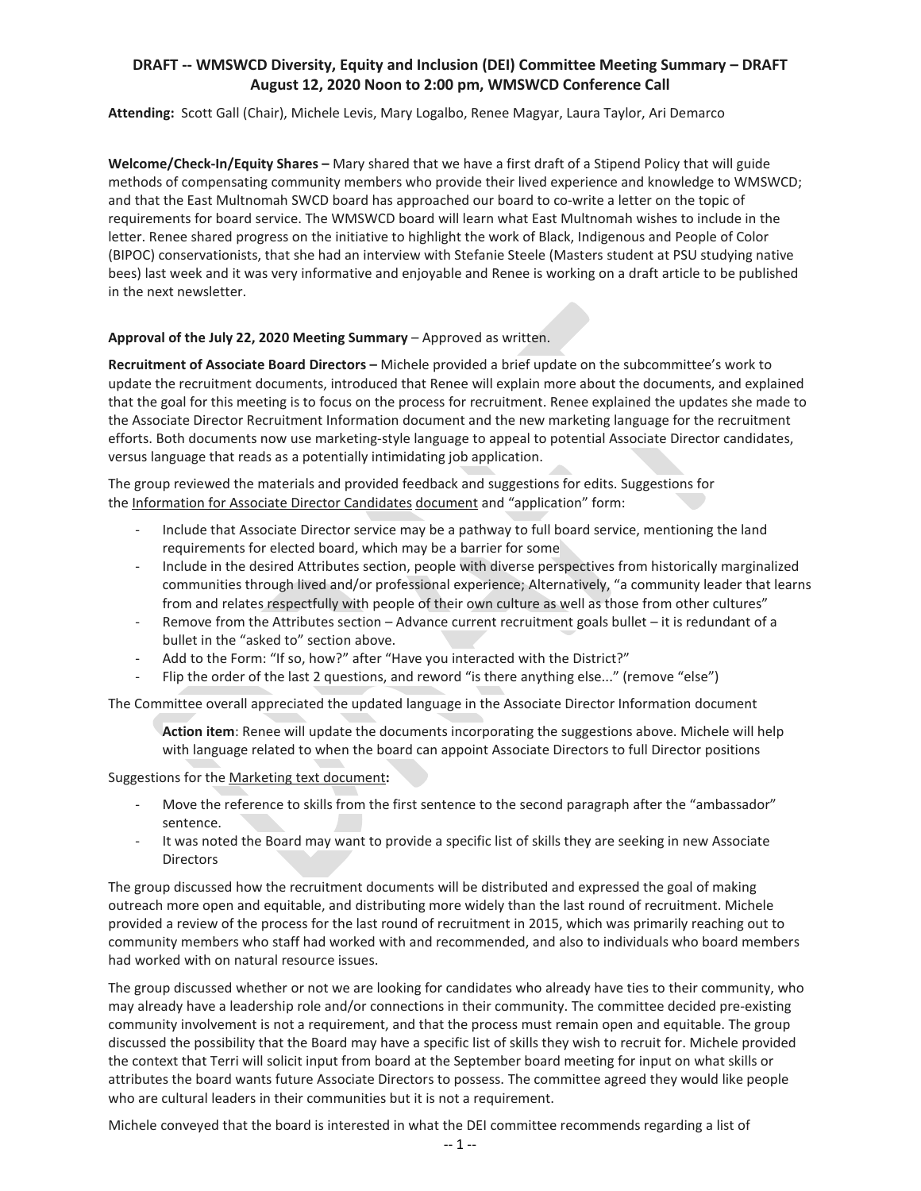**DRAFT -- WMSWCD Diversity, Equity and Inclusion (DEI) Committee Meeting Summary – DRAFT**
**August 12, 2020 Noon to 2:00 pm, WMSWCD Conference Call**

**Attending:** Scott Gall (Chair), Michele Levis, Mary Logalbo, Renee Magyar, Laura Taylor, Ari Demarco

**Welcome/Check-In/Equity Shares –** Mary shared that we have a first draft of a Stipend Policy that will guide methods of compensating community members who provide their lived experience and knowledge to WMSWCD; and that the East Multnomah SWCD board has approached our board to co-write a letter on the topic of requirements for board service. The WMSWCD board will learn what East Multnomah wishes to include in the letter. Renee shared progress on the initiative to highlight the work of Black, Indigenous and People of Color (BIPOC) conservationists, that she had an interview with Stefanie Steele (Masters student at PSU studying native bees) last week and it was very informative and enjoyable and Renee is working on a draft article to be published in the next newsletter.

**Approval of the July 22, 2020 Meeting Summary** – Approved as written.

**Recruitment of Associate Board Directors –** Michele provided a brief update on the subcommittee's work to update the recruitment documents, introduced that Renee will explain more about the documents, and explained that the goal for this meeting is to focus on the process for recruitment. Renee explained the updates she made to the Associate Director Recruitment Information document and the new marketing language for the recruitment efforts. Both documents now use marketing-style language to appeal to potential Associate Director candidates, versus language that reads as a potentially intimidating job application.

The group reviewed the materials and provided feedback and suggestions for edits. Suggestions for the Information for Associate Director Candidates document and "application" form:

- Include that Associate Director service may be a pathway to full board service, mentioning the land requirements for elected board, which may be a barrier for some
- Include in the desired Attributes section, people with diverse perspectives from historically marginalized communities through lived and/or professional experience; Alternatively, "a community leader that learns from and relates respectfully with people of their own culture as well as those from other cultures"
- Remove from the Attributes section – Advance current recruitment goals bullet – it is redundant of a bullet in the "asked to" section above.
- Add to the Form: "If so, how?" after "Have you interacted with the District?"
- Flip the order of the last 2 questions, and reword "is there anything else..." (remove "else")

The Committee overall appreciated the updated language in the Associate Director Information document

> **Action item**: Renee will update the documents incorporating the suggestions above. Michele will help with language related to when the board can appoint Associate Directors to full Director positions

Suggestions for the Marketing text document**:**

- Move the reference to skills from the first sentence to the second paragraph after the "ambassador" sentence.
- It was noted the Board may want to provide a specific list of skills they are seeking in new Associate Directors

The group discussed how the recruitment documents will be distributed and expressed the goal of making outreach more open and equitable, and distributing more widely than the last round of recruitment. Michele provided a review of the process for the last round of recruitment in 2015, which was primarily reaching out to community members who staff had worked with and recommended, and also to individuals who board members had worked with on natural resource issues.

The group discussed whether or not we are looking for candidates who already have ties to their community, who may already have a leadership role and/or connections in their community. The committee decided pre-existing community involvement is not a requirement, and that the process must remain open and equitable. The group discussed the possibility that the Board may have a specific list of skills they wish to recruit for. Michele provided the context that Terri will solicit input from board at the September board meeting for input on what skills or attributes the board wants future Associate Directors to possess. The committee agreed they would like people who are cultural leaders in their communities but it is not a requirement.

Michele conveyed that the board is interested in what the DEI committee recommends regarding a list of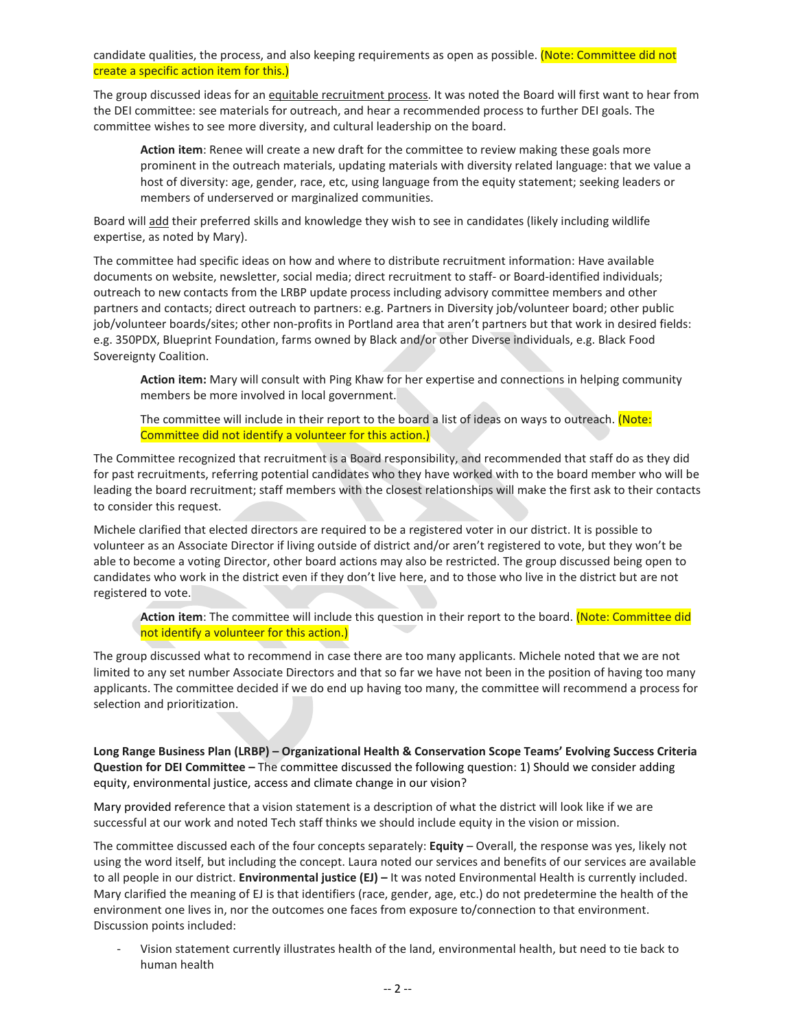candidate qualities, the process, and also keeping requirements as open as possible. (Note: Committee did not create a specific action item for this.)

The group discussed ideas for an equitable recruitment process. It was noted the Board will first want to hear from the DEI committee: see materials for outreach, and hear a recommended process to further DEI goals. The committee wishes to see more diversity, and cultural leadership on the board.

> **Action item**: Renee will create a new draft for the committee to review making these goals more prominent in the outreach materials, updating materials with diversity related language: that we value a host of diversity: age, gender, race, etc, using language from the equity statement; seeking leaders or members of underserved or marginalized communities.

Board will add their preferred skills and knowledge they wish to see in candidates (likely including wildlife expertise, as noted by Mary).

The committee had specific ideas on how and where to distribute recruitment information: Have available documents on website, newsletter, social media; direct recruitment to staff- or Board-identified individuals; outreach to new contacts from the LRBP update process including advisory committee members and other partners and contacts; direct outreach to partners: e.g. Partners in Diversity job/volunteer board; other public job/volunteer boards/sites; other non-profits in Portland area that aren't partners but that work in desired fields: e.g. 350PDX, Blueprint Foundation, farms owned by Black and/or other Diverse individuals, e.g. Black Food Sovereignty Coalition.

> **Action item:** Mary will consult with Ping Khaw for her expertise and connections in helping community members be more involved in local government.
>
> The committee will include in their report to the board a list of ideas on ways to outreach. (Note: Committee did not identify a volunteer for this action.)

The Committee recognized that recruitment is a Board responsibility, and recommended that staff do as they did for past recruitments, referring potential candidates who they have worked with to the board member who will be leading the board recruitment; staff members with the closest relationships will make the first ask to their contacts to consider this request.

Michele clarified that elected directors are required to be a registered voter in our district. It is possible to volunteer as an Associate Director if living outside of district and/or aren't registered to vote, but they won't be able to become a voting Director, other board actions may also be restricted. The group discussed being open to candidates who work in the district even if they don't live here, and to those who live in the district but are not registered to vote.

> **Action item**: The committee will include this question in their report to the board. (Note: Committee did not identify a volunteer for this action.)

The group discussed what to recommend in case there are too many applicants. Michele noted that we are not limited to any set number Associate Directors and that so far we have not been in the position of having too many applicants. The committee decided if we do end up having too many, the committee will recommend a process for selection and prioritization.

**Long Range Business Plan (LRBP) – Organizational Health & Conservation Scope Teams' Evolving Success Criteria Question for DEI Committee –** The committee discussed the following question: 1) Should we consider adding equity, environmental justice, access and climate change in our vision?

Mary provided reference that a vision statement is a description of what the district will look like if we are successful at our work and noted Tech staff thinks we should include equity in the vision or mission.

The committee discussed each of the four concepts separately: **Equity** – Overall, the response was yes, likely not using the word itself, but including the concept. Laura noted our services and benefits of our services are available to all people in our district. **Environmental justice (EJ) –** It was noted Environmental Health is currently included. Mary clarified the meaning of EJ is that identifiers (race, gender, age, etc.) do not predetermine the health of the environment one lives in, nor the outcomes one faces from exposure to/connection to that environment. Discussion points included:

- Vision statement currently illustrates health of the land, environmental health, but need to tie back to human health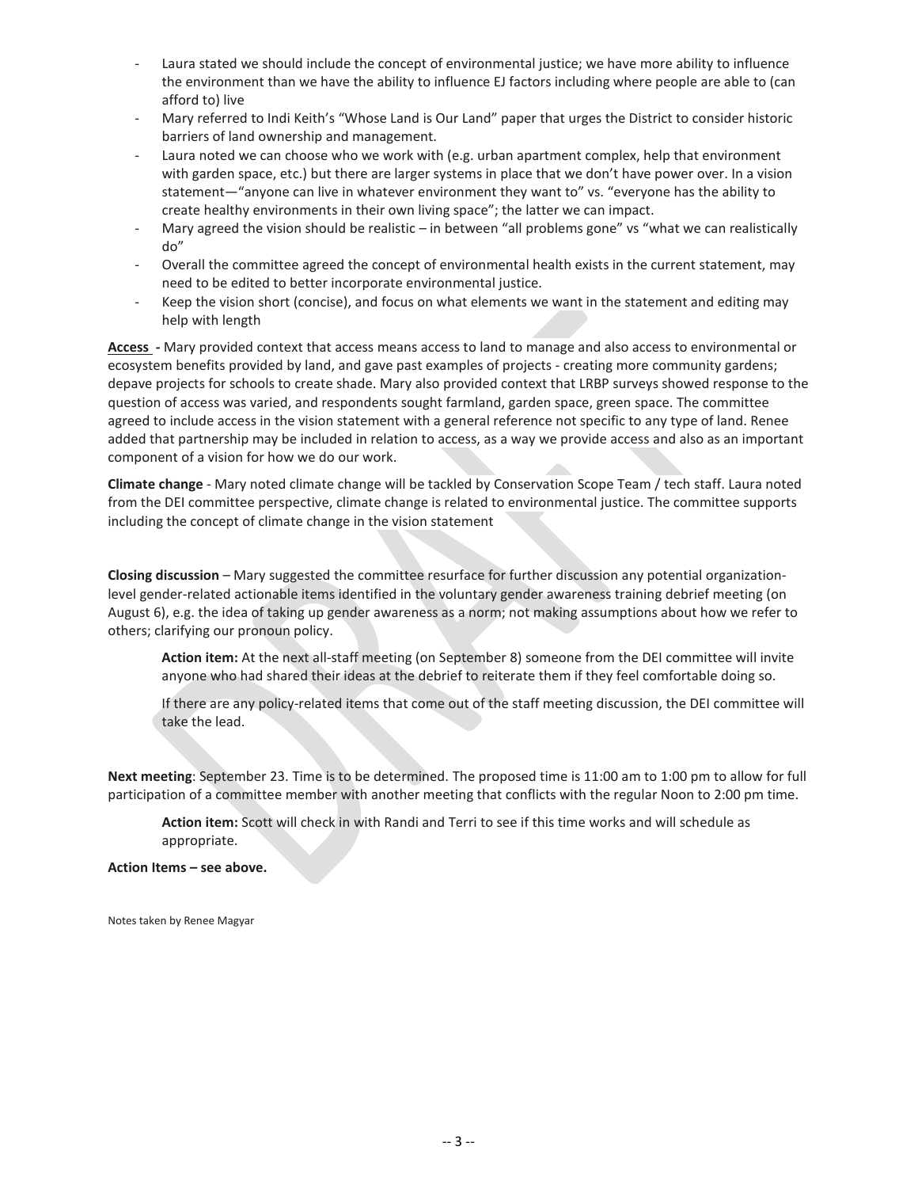- Laura stated we should include the concept of environmental justice; we have more ability to influence the environment than we have the ability to influence EJ factors including where people are able to (can afford to) live
- Mary referred to Indi Keith's "Whose Land is Our Land" paper that urges the District to consider historic barriers of land ownership and management.
- Laura noted we can choose who we work with (e.g. urban apartment complex, help that environment with garden space, etc.) but there are larger systems in place that we don't have power over. In a vision statement—"anyone can live in whatever environment they want to" vs. "everyone has the ability to create healthy environments in their own living space"; the latter we can impact.
- Mary agreed the vision should be realistic – in between "all problems gone" vs "what we can realistically do"
- Overall the committee agreed the concept of environmental health exists in the current statement, may need to be edited to better incorporate environmental justice.
- Keep the vision short (concise), and focus on what elements we want in the statement and editing may help with length

**Access -** Mary provided context that access means access to land to manage and also access to environmental or ecosystem benefits provided by land, and gave past examples of projects - creating more community gardens; depave projects for schools to create shade. Mary also provided context that LRBP surveys showed response to the question of access was varied, and respondents sought farmland, garden space, green space. The committee agreed to include access in the vision statement with a general reference not specific to any type of land. Renee added that partnership may be included in relation to access, as a way we provide access and also as an important component of a vision for how we do our work.

**Climate change** - Mary noted climate change will be tackled by Conservation Scope Team / tech staff. Laura noted from the DEI committee perspective, climate change is related to environmental justice. The committee supports including the concept of climate change in the vision statement

**Closing discussion** – Mary suggested the committee resurface for further discussion any potential organization-level gender-related actionable items identified in the voluntary gender awareness training debrief meeting (on August 6), e.g. the idea of taking up gender awareness as a norm; not making assumptions about how we refer to others; clarifying our pronoun policy.

> **Action item:** At the next all-staff meeting (on September 8) someone from the DEI committee will invite anyone who had shared their ideas at the debrief to reiterate them if they feel comfortable doing so.
>
> If there are any policy-related items that come out of the staff meeting discussion, the DEI committee will take the lead.

**Next meeting**: September 23. Time is to be determined. The proposed time is 11:00 am to 1:00 pm to allow for full participation of a committee member with another meeting that conflicts with the regular Noon to 2:00 pm time.

> **Action item:** Scott will check in with Randi and Terri to see if this time works and will schedule as appropriate.

**Action Items – see above.**

Notes taken by Renee Magyar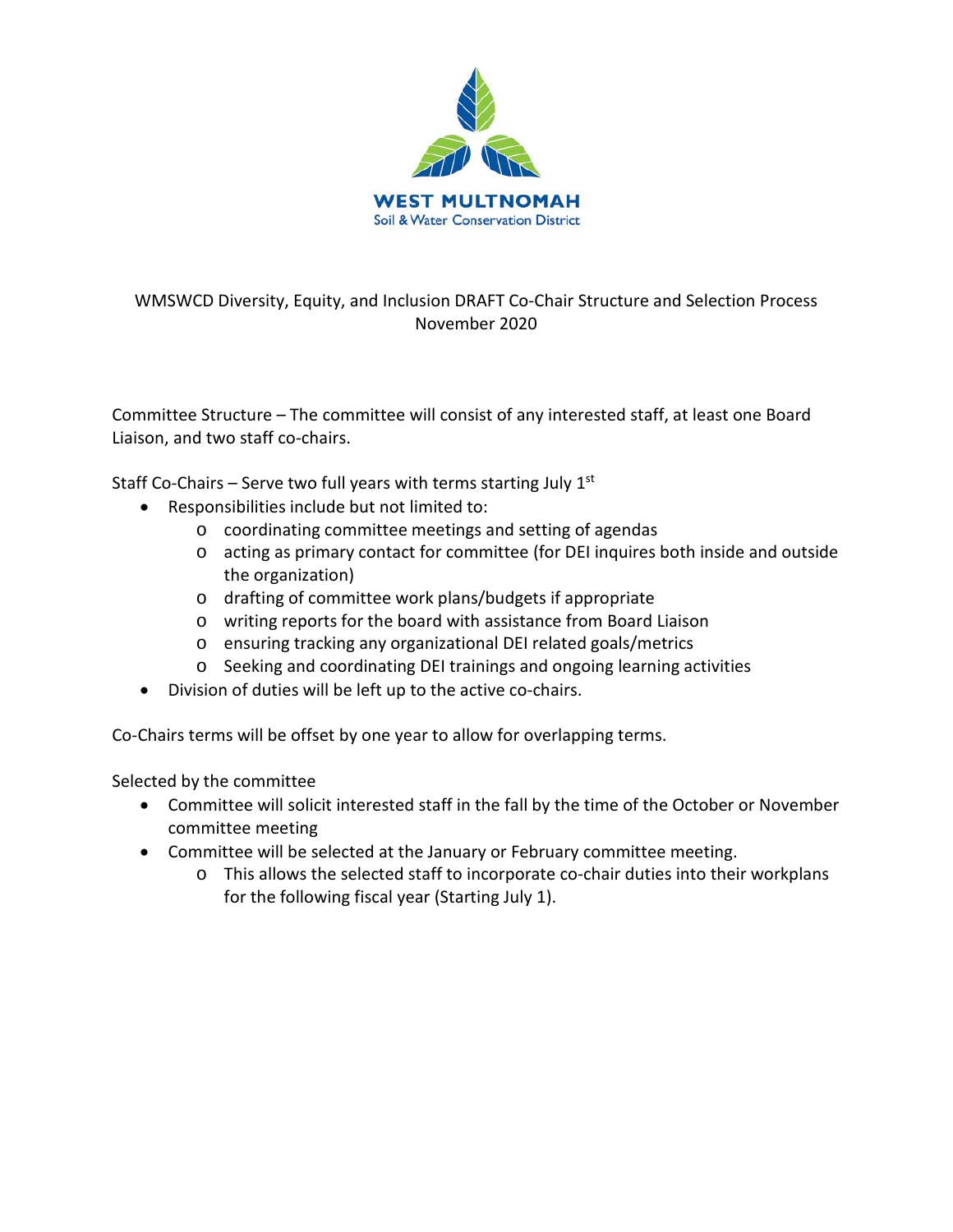WEST MULTNOMAH
Soil & Water Conservation District

WMSWCD Diversity, Equity, and Inclusion DRAFT Co-Chair Structure and Selection Process
November 2020

Committee Structure – The committee will consist of any interested staff, at least one Board Liaison, and two staff co-chairs.

Staff Co-Chairs – Serve two full years with terms starting July 1st

- Responsibilities include but not limited to:
    - coordinating committee meetings and setting of agendas
    - acting as primary contact for committee (for DEI inquires both inside and outside the organization)
    - drafting of committee work plans/budgets if appropriate
    - writing reports for the board with assistance from Board Liaison
    - ensuring tracking any organizational DEI related goals/metrics
    - Seeking and coordinating DEI trainings and ongoing learning activities
- Division of duties will be left up to the active co-chairs.

Co-Chairs terms will be offset by one year to allow for overlapping terms.

Selected by the committee

- Committee will solicit interested staff in the fall by the time of the October or November committee meeting
- Committee will be selected at the January or February committee meeting.
    - This allows the selected staff to incorporate co-chair duties into their workplans for the following fiscal year (Starting July 1).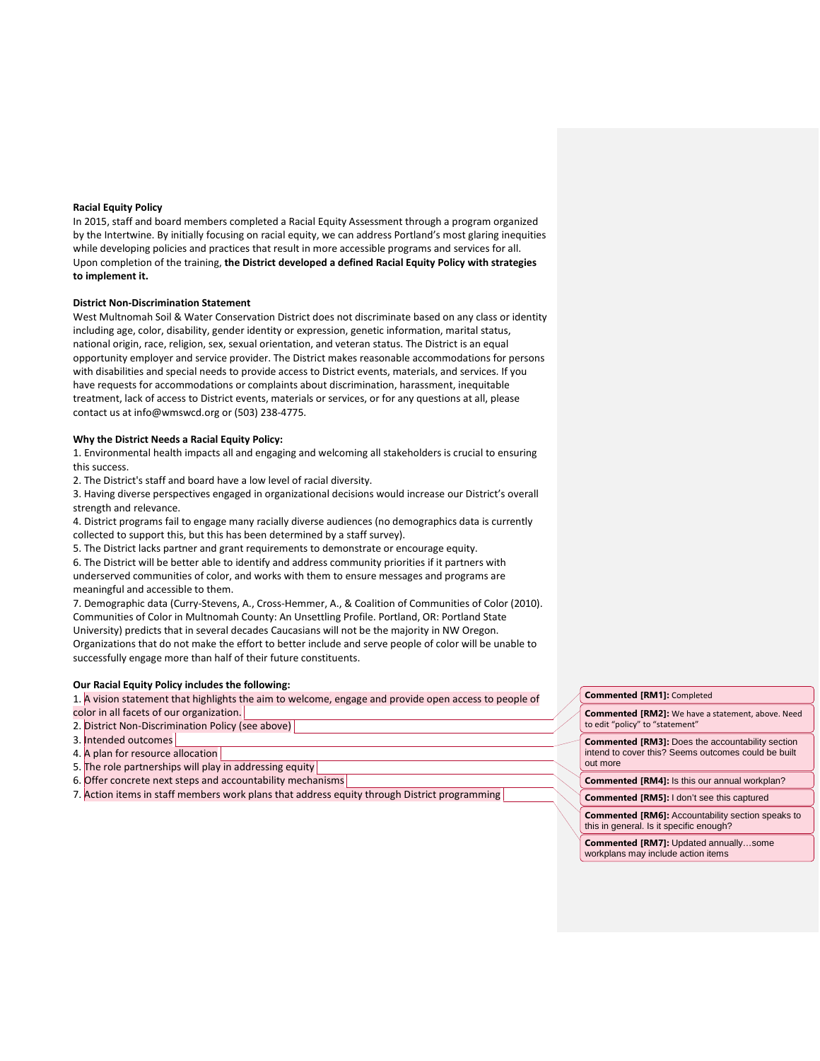**Racial Equity Policy**

In 2015, staff and board members completed a Racial Equity Assessment through a program organized by the Intertwine. By initially focusing on racial equity, we can address Portland's most glaring inequities while developing policies and practices that result in more accessible programs and services for all. Upon completion of the training, **the District developed a defined Racial Equity Policy with strategies to implement it.**

**District Non-Discrimination Statement**

West Multnomah Soil & Water Conservation District does not discriminate based on any class or identity including age, color, disability, gender identity or expression, genetic information, marital status, national origin, race, religion, sex, sexual orientation, and veteran status. The District is an equal opportunity employer and service provider. The District makes reasonable accommodations for persons with disabilities and special needs to provide access to District events, materials, and services. If you have requests for accommodations or complaints about discrimination, harassment, inequitable treatment, lack of access to District events, materials or services, or for any questions at all, please contact us at info@wmswcd.org or (503) 238-4775.

**Why the District Needs a Racial Equity Policy:**

1. Environmental health impacts all and engaging and welcoming all stakeholders is crucial to ensuring this success.
2. The District's staff and board have a low level of racial diversity.
3. Having diverse perspectives engaged in organizational decisions would increase our District's overall strength and relevance.
4. District programs fail to engage many racially diverse audiences (no demographics data is currently collected to support this, but this has been determined by a staff survey).
5. The District lacks partner and grant requirements to demonstrate or encourage equity.
6. The District will be better able to identify and address community priorities if it partners with underserved communities of color, and works with them to ensure messages and programs are meaningful and accessible to them.
7. Demographic data (Curry-Stevens, A., Cross-Hemmer, A., & Coalition of Communities of Color (2010). Communities of Color in Multnomah County: An Unsettling Profile. Portland, OR: Portland State University) predicts that in several decades Caucasians will not be the majority in NW Oregon. Organizations that do not make the effort to better include and serve people of color will be unable to successfully engage more than half of their future constituents.

**Our Racial Equity Policy includes the following:**

1. A vision statement that highlights the aim to welcome, engage and provide open access to people of color in all facets of our organization.
2. District Non-Discrimination Policy (see above)
3. Intended outcomes
4. A plan for resource allocation
5. The role partnerships will play in addressing equity
6. Offer concrete next steps and accountability mechanisms
7. Action items in staff members work plans that address equity through District programming

**Commented [RM1]:** Completed

**Commented [RM2]:** We have a statement, above. Need to edit "policy" to "statement"

**Commented [RM3]:** Does the accountability section intend to cover this? Seems outcomes could be built out more

**Commented [RM4]:** Is this our annual workplan?

**Commented [RM5]:** I don't see this captured

**Commented [RM6]:** Accountability section speaks to this in general. Is it specific enough?

**Commented [RM7]:** Updated annually…some workplans may include action items